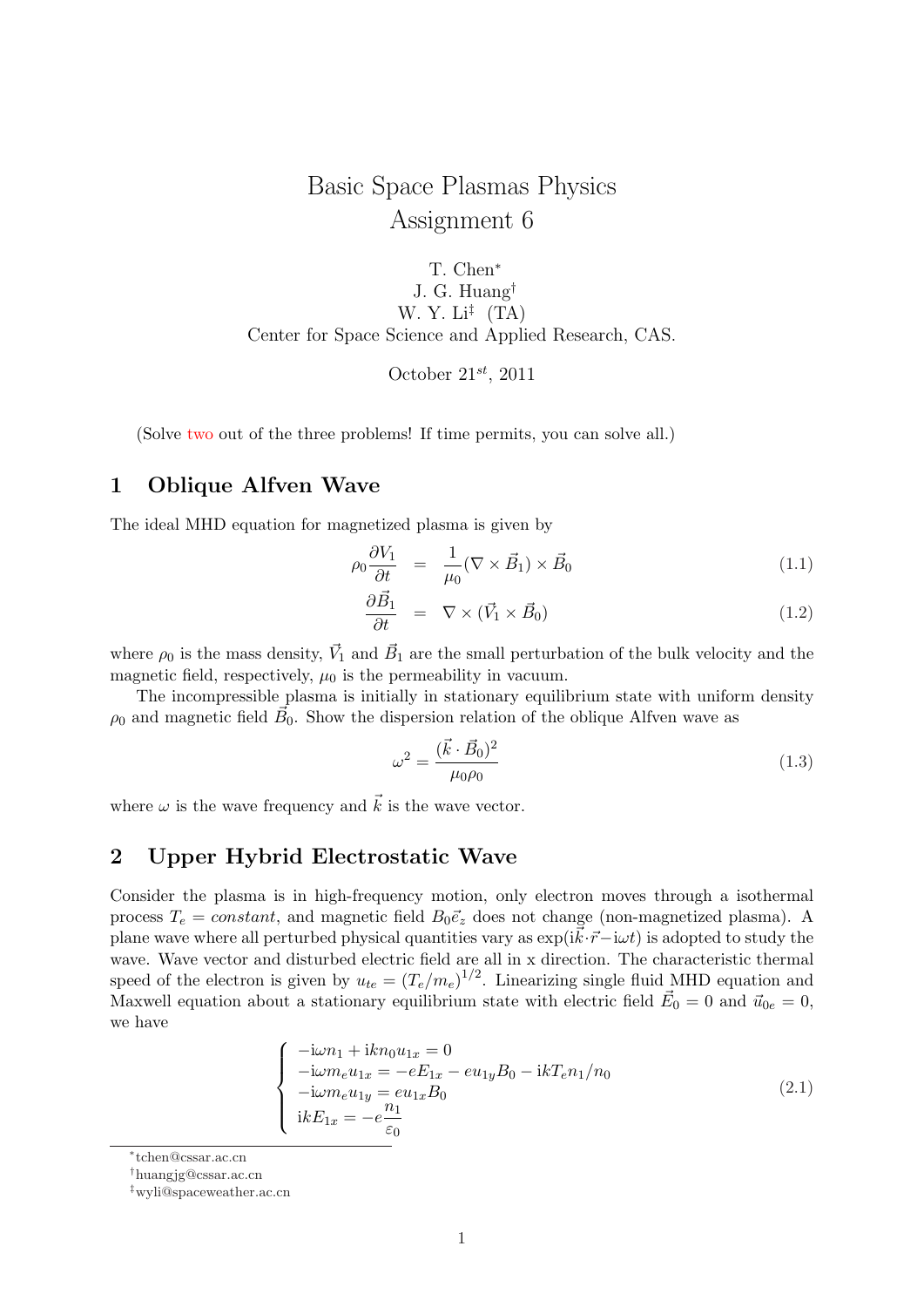# Basic Space Plasmas Physics
## Assignment 6

T. Chen[*]
J. G. Huang[†]
W. Y. Li[‡] (TA)
Center for Space Science and Applied Research, CAS.

October $21^{st}$, 2011

(Solve two out of the three problems! If time permits, you can solve all.)

## 1 Oblique Alfven Wave

The ideal MHD equation for magnetized plasma is given by

$$\rho_0 \frac{\partial V_1}{\partial t} = \frac{1}{\mu_0}(\nabla \times \vec{B}_1) \times \vec{B}_0 \tag{1.1}$$

$$\frac{\partial \vec{B}_1}{\partial t} = \nabla \times (\vec{V}_1 \times \vec{B}_0) \tag{1.2}$$

where $\rho_0$ is the mass density, $\vec{V}_1$ and $\vec{B}_1$ are the small perturbation of the bulk velocity and the magnetic field, respectively, $\mu_0$ is the permeability in vacuum.

The incompressible plasma is initially in stationary equilibrium state with uniform density $\rho_0$ and magnetic field $\vec{B}_0$. Show the dispersion relation of the oblique Alfven wave as

$$\omega^2 = \frac{(\vec{k} \cdot \vec{B}_0)^2}{\mu_0 \rho_0} \tag{1.3}$$

where $\omega$ is the wave frequency and $\vec{k}$ is the wave vector.

## 2 Upper Hybrid Electrostatic Wave

Consider the plasma is in high-frequency motion, only electron moves through a isothermal process $T_e = constant$, and magnetic field $B_0\vec{e}_z$ does not change (non-magnetized plasma). A plane wave where all perturbed physical quantities vary as $\exp(\mathrm{i}\vec{k}\cdot\vec{r} - \mathrm{i}\omega t)$ is adopted to study the wave. Wave vector and disturbed electric field are all in x direction. The characteristic thermal speed of the electron is given by $u_{te} = (T_e/m_e)^{1/2}$. Linearizing single fluid MHD equation and Maxwell equation about a stationary equilibrium state with electric field $\vec{E}_0 = 0$ and $\vec{u}_{0e} = 0$, we have

$$\begin{cases} -\mathrm{i}\omega n_1 + \mathrm{i}kn_0 u_{1x} = 0 \\ -\mathrm{i}\omega m_e u_{1x} = -eE_{1x} - eu_{1y}B_0 - \mathrm{i}kT_e n_1/n_0 \\ -\mathrm{i}\omega m_e u_{1y} = eu_{1x}B_0 \\ \mathrm{i}kE_{1x} = -e\dfrac{n_1}{\varepsilon_0} \end{cases} \tag{2.1}$$

---

[*] tchen@cssar.ac.cn

[†] huangjg@cssar.ac.cn

[‡] wyli@spaceweather.ac.cn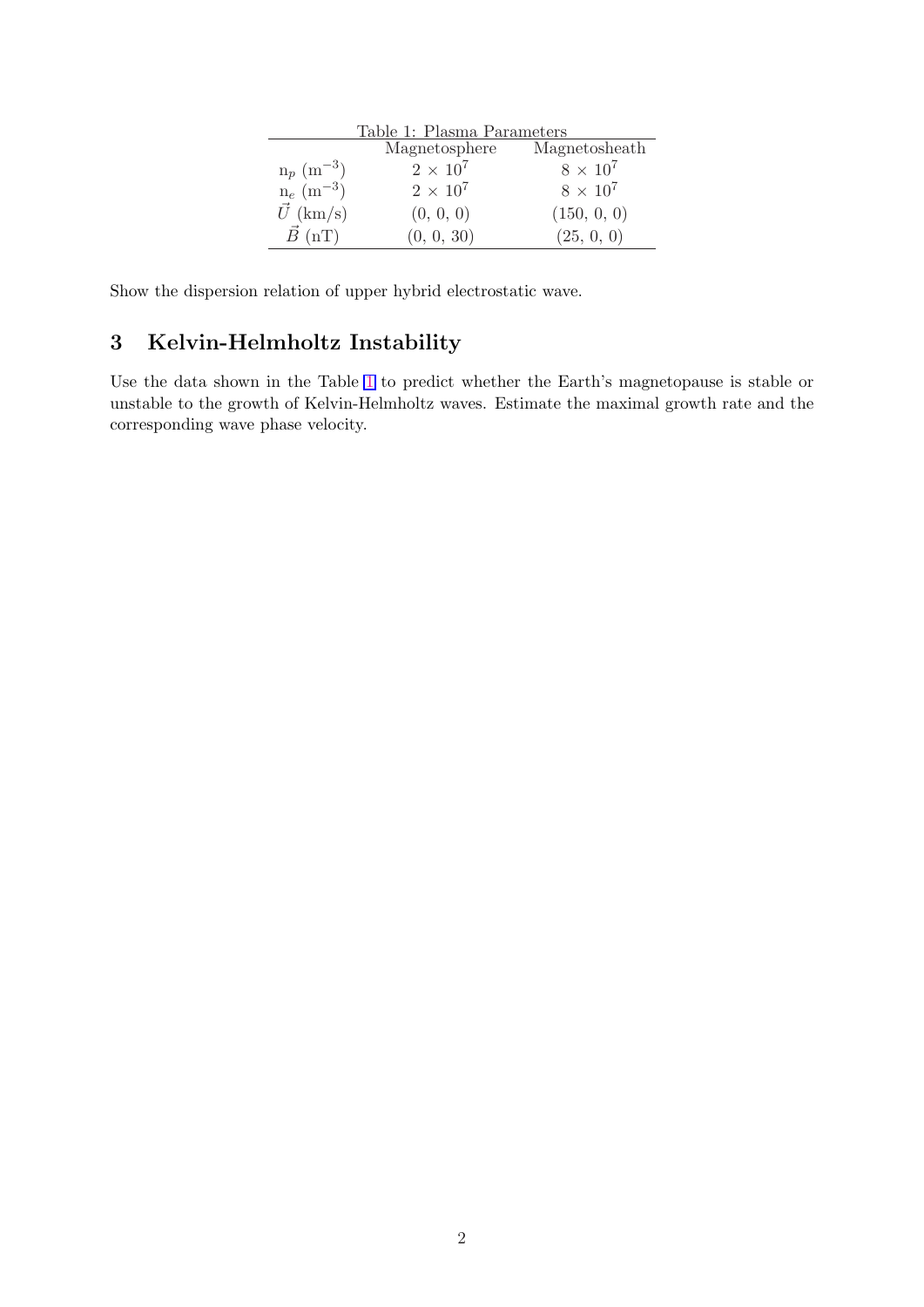Table 1: Plasma Parameters

| | Magnetosphere | Magnetosheath |
|---|---|---|
| $n_p$ ($m^{-3}$) | $2 \times 10^7$ | $8 \times 10^7$ |
| $n_e$ ($m^{-3}$) | $2 \times 10^7$ | $8 \times 10^7$ |
| $\vec{U}$ (km/s) | (0, 0, 0) | (150, 0, 0) |
| $\vec{B}$ (nT) | (0, 0, 30) | (25, 0, 0) |

Show the dispersion relation of upper hybrid electrostatic wave.

## 3 Kelvin-Helmholtz Instability

Use the data shown in the Table 1 to predict whether the Earth's magnetopause is stable or unstable to the growth of Kelvin-Helmholtz waves. Estimate the maximal growth rate and the corresponding wave phase velocity.